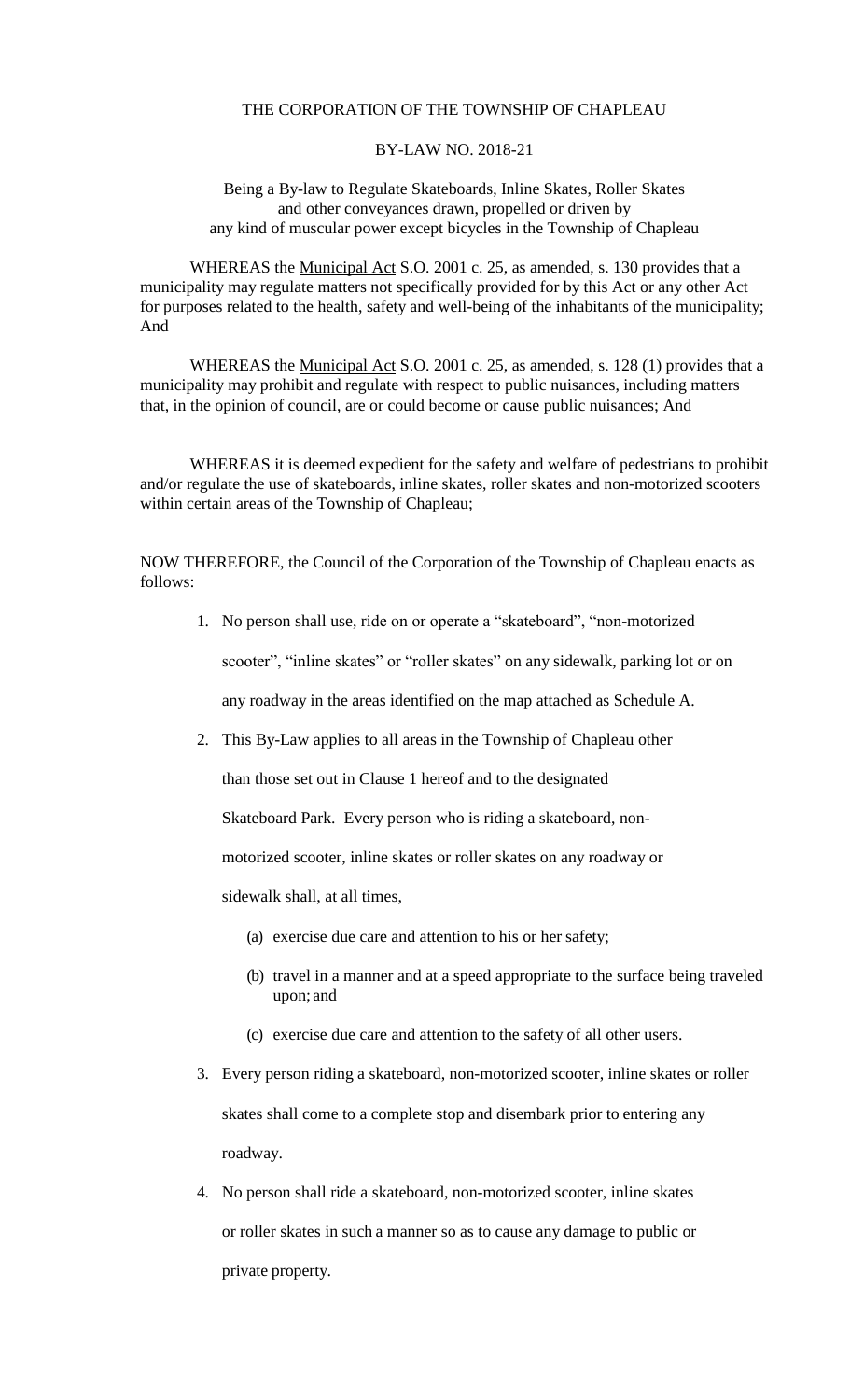THE CORPORATION OF THE TOWNSHIP OF CHAPLEAU

BY-LAW NO. 2018-21

Being a By-law to Regulate Skateboards, Inline Skates, Roller Skates and other conveyances drawn, propelled or driven by any kind of muscular power except bicycles in the Township of Chapleau

WHEREAS the Municipal Act S.O. 2001 c. 25, as amended, s. 130 provides that a municipality may regulate matters not specifically provided for by this Act or any other Act for purposes related to the health, safety and well-being of the inhabitants of the municipality; And

WHEREAS the Municipal Act S.O. 2001 c. 25, as amended, s. 128 (1) provides that a municipality may prohibit and regulate with respect to public nuisances, including matters that, in the opinion of council, are or could become or cause public nuisances; And

WHEREAS it is deemed expedient for the safety and welfare of pedestrians to prohibit and/or regulate the use of skateboards, inline skates, roller skates and non-motorized scooters within certain areas of the Township of Chapleau;

NOW THEREFORE, the Council of the Corporation of the Township of Chapleau enacts as follows:

1. No person shall use, ride on or operate a "skateboard", "non-motorized scooter", "inline skates" or "roller skates" on any sidewalk, parking lot or on any roadway in the areas identified on the map attached as Schedule A.

2. This By-Law applies to all areas in the Township of Chapleau other than those set out in Clause 1 hereof and to the designated Skateboard Park. Every person who is riding a skateboard, non-motorized scooter, inline skates or roller skates on any roadway or sidewalk shall, at all times,

   (a) exercise due care and attention to his or her safety;

   (b) travel in a manner and at a speed appropriate to the surface being traveled upon; and

   (c) exercise due care and attention to the safety of all other users.

3. Every person riding a skateboard, non-motorized scooter, inline skates or roller skates shall come to a complete stop and disembark prior to entering any roadway.

4. No person shall ride a skateboard, non-motorized scooter, inline skates or roller skates in such a manner so as to cause any damage to public or private property.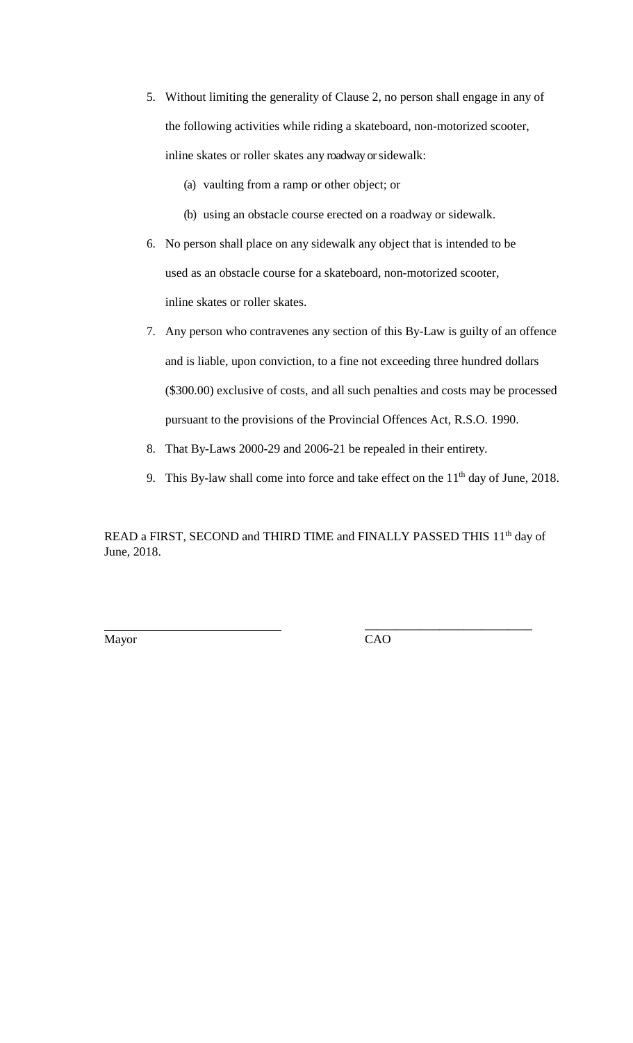5. Without limiting the generality of Clause 2, no person shall engage in any of the following activities while riding a skateboard, non-motorized scooter, inline skates or roller skates any roadway or sidewalk:

    (a) vaulting from a ramp or other object; or

    (b) using an obstacle course erected on a roadway or sidewalk.

6. No person shall place on any sidewalk any object that is intended to be used as an obstacle course for a skateboard, non-motorized scooter, inline skates or roller skates.

7. Any person who contravenes any section of this By-Law is guilty of an offence and is liable, upon conviction, to a fine not exceeding three hundred dollars ($300.00) exclusive of costs, and all such penalties and costs may be processed pursuant to the provisions of the Provincial Offences Act, R.S.O. 1990.

8. That By-Laws 2000-29 and 2006-21 be repealed in their entirety.

9. This By-law shall come into force and take effect on the 11th day of June, 2018.

READ a FIRST, SECOND and THIRD TIME and FINALLY PASSED THIS 11th day of June, 2018.

\_\_\_\_\_\_\_\_\_\_\_\_\_\_\_\_\_\_\_\_\_\_\_\_\_\_\_\_ \_\_\_\_\_\_\_\_\_\_\_\_\_\_\_\_\_\_\_\_\_\_\_\_\_\_\_\_

Mayor CAO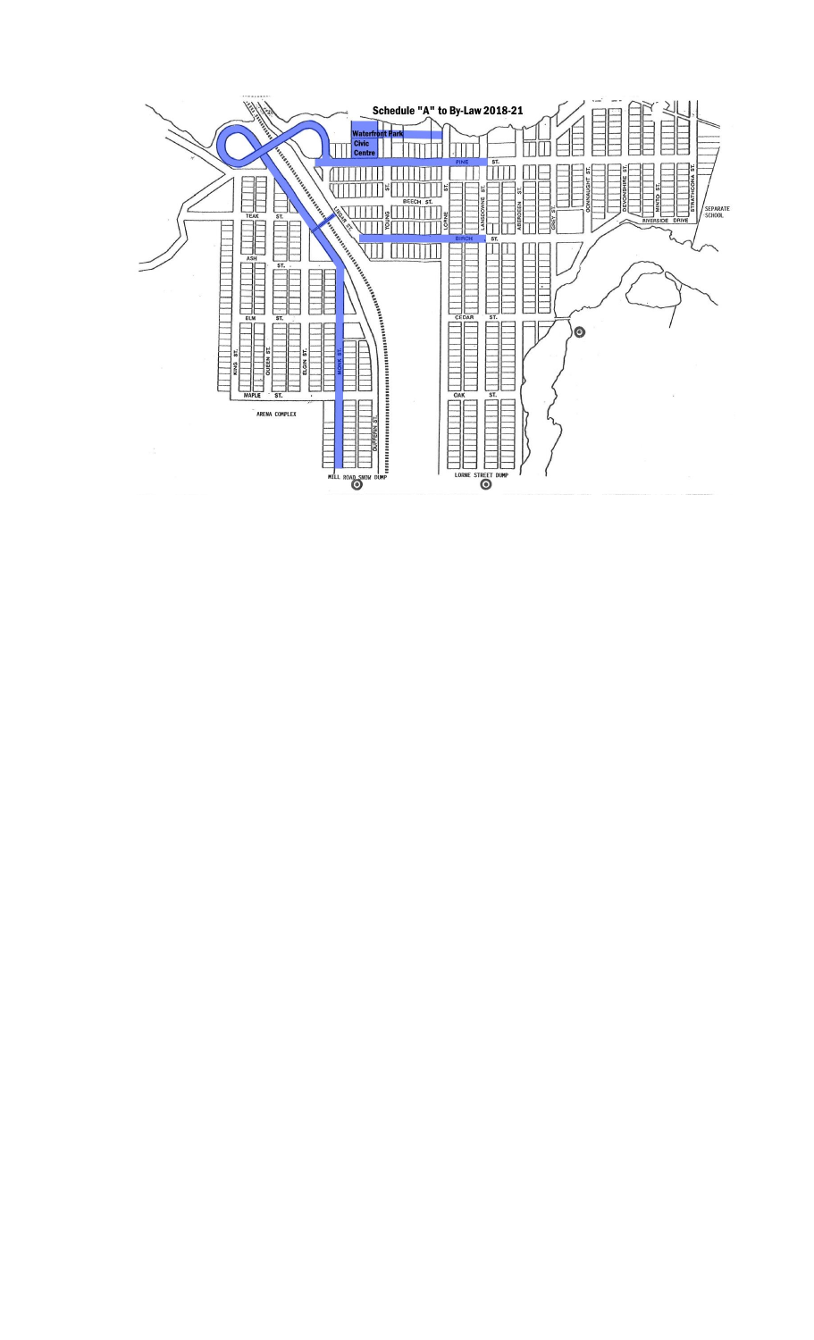Schedule "A" to By-Law 2018-21

Waterfront Park

Civic Centre

PINE ST.

BEECH ST.

BIRCH ST.

TEAK ST.

ASH ST.

ELM ST.

MAPLE ST.

CEDAR ST.

OAK ST.

KING ST.

QUEEN ST.

ELGIN ST.

MONK ST.

ALGOMA ST.

YOUNG ST.

LORNE ST.

LANSDOWNE ST.

ABERDEEN ST.

GREY ST.

CONNAUGHT ST.

DEVONSHIRE ST.

MINTO ST.

STRATHCONA ST.

RIVERSIDE DRIVE

SEPARATE SCHOOL

ARENA COMPLEX

MILL ROAD SNOW DUMP

LORNE STREET DUMP